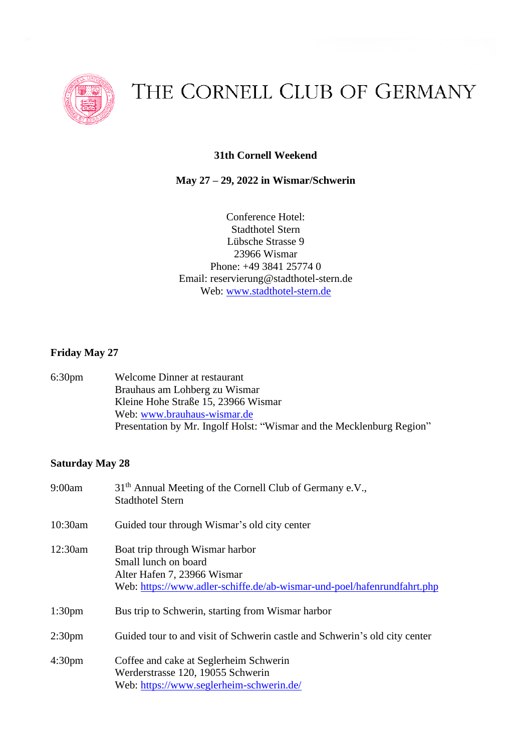# THE CORNELL CLUB OF GERMANY

**31th Cornell Weekend**

**May 27 – 29, 2022 in Wismar/Schwerin**

Conference Hotel:
Stadthotel Stern
Lübsche Strasse 9
23966 Wismar
Phone: +49 3841 25774 0
Email: reservierung@stadthotel-stern.de
Web: www.stadthotel-stern.de

**Friday May 27**

6:30pm — Welcome Dinner at restaurant
Brauhaus am Lohberg zu Wismar
Kleine Hohe Straße 15, 23966 Wismar
Web: www.brauhaus-wismar.de
Presentation by Mr. Ingolf Holst: "Wismar and the Mecklenburg Region"

**Saturday May 28**

9:00am — 31th Annual Meeting of the Cornell Club of Germany e.V.,
Stadthotel Stern

10:30am — Guided tour through Wismar's old city center

12:30am — Boat trip through Wismar harbor
Small lunch on board
Alter Hafen 7, 23966 Wismar
Web: https://www.adler-schiffe.de/ab-wismar-und-poel/hafenrundfahrt.php

1:30pm — Bus trip to Schwerin, starting from Wismar harbor

2:30pm — Guided tour to and visit of Schwerin castle and Schwerin's old city center

4:30pm — Coffee and cake at Seglerheim Schwerin
Werderstrasse 120, 19055 Schwerin
Web: https://www.seglerheim-schwerin.de/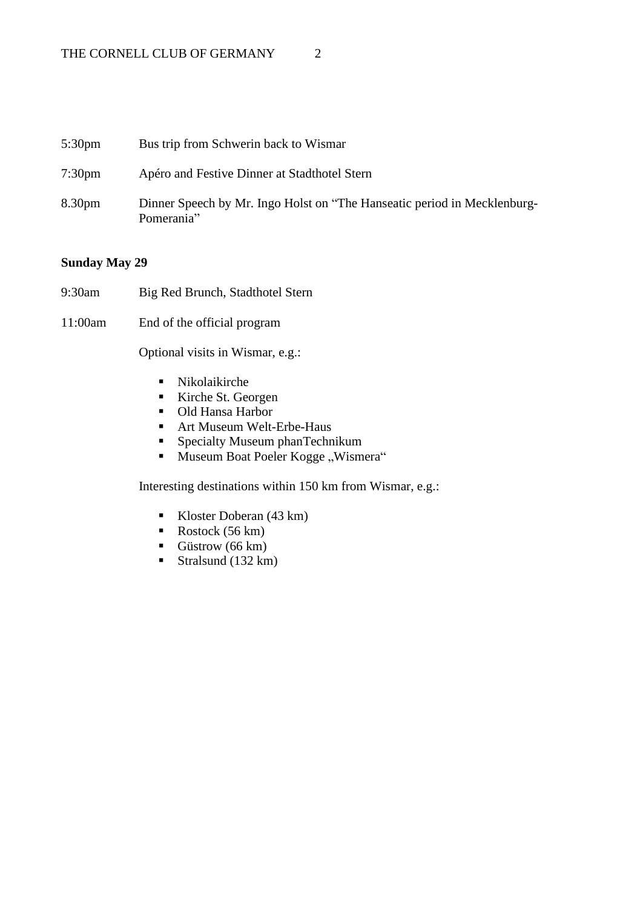| | |
|---|---|
| 5:30pm | Bus trip from Schwerin back to Wismar |
| 7:30pm | Apéro and Festive Dinner at Stadthotel Stern |
| 8.30pm | Dinner Speech by Mr. Ingo Holst on "The Hanseatic period in Mecklenburg-Pomerania" |

**Sunday May 29**

| | |
|---|---|
| 9:30am | Big Red Brunch, Stadthotel Stern |
| 11:00am | End of the official program |

Optional visits in Wismar, e.g.:

- Nikolaikirche
- Kirche St. Georgen
- Old Hansa Harbor
- Art Museum Welt-Erbe-Haus
- Specialty Museum phanTechnikum
- Museum Boat Poeler Kogge „Wismera"

Interesting destinations within 150 km from Wismar, e.g.:

- Kloster Doberan (43 km)
- Rostock (56 km)
- Güstrow (66 km)
- Stralsund (132 km)